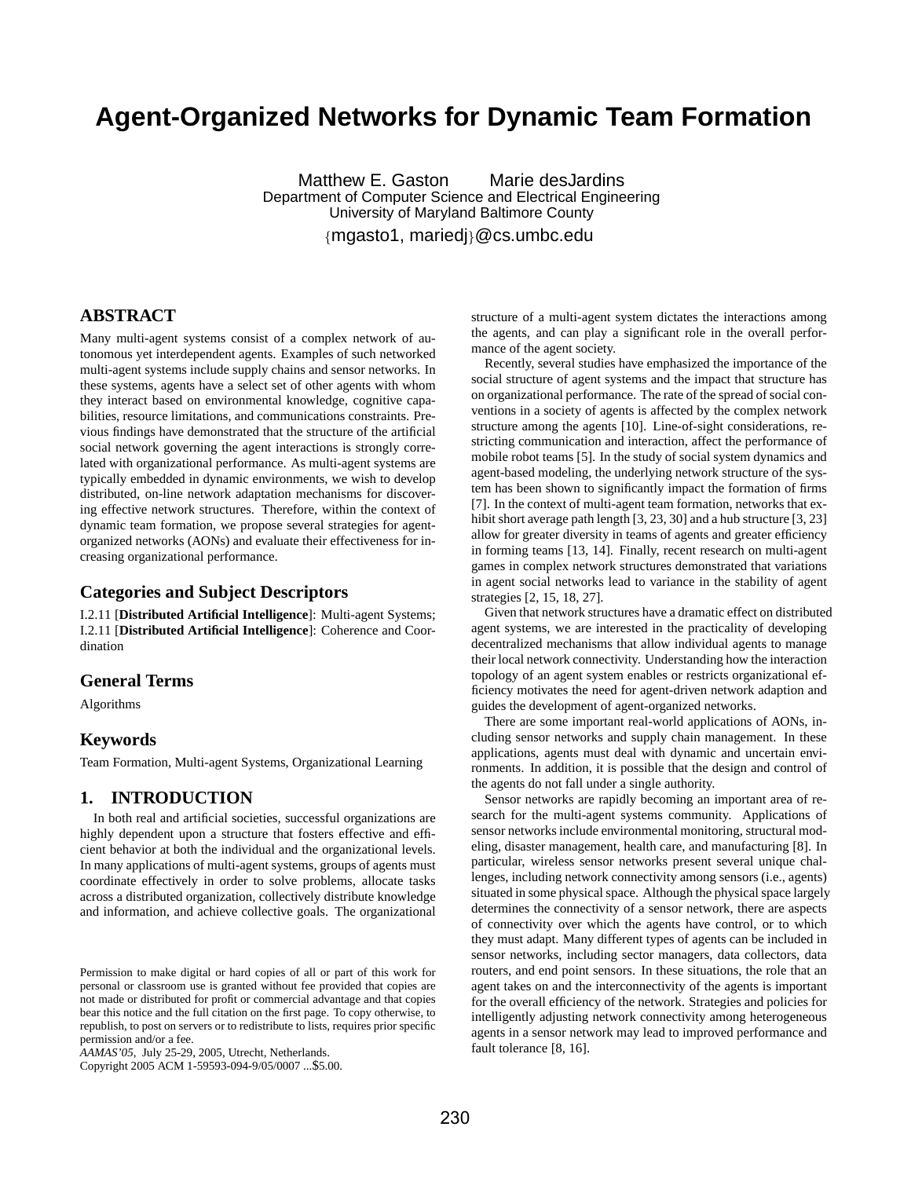# Agent-Organized Networks for Dynamic Team Formation

Matthew E. Gaston Marie desJardins
Department of Computer Science and Electrical Engineering
University of Maryland Baltimore County
{mgasto1, mariedj}@cs.umbc.edu

## ABSTRACT

Many multi-agent systems consist of a complex network of autonomous yet interdependent agents. Examples of such networked multi-agent systems include supply chains and sensor networks. In these systems, agents have a select set of other agents with whom they interact based on environmental knowledge, cognitive capabilities, resource limitations, and communications constraints. Previous findings have demonstrated that the structure of the artificial social network governing the agent interactions is strongly correlated with organizational performance. As multi-agent systems are typically embedded in dynamic environments, we wish to develop distributed, on-line network adaptation mechanisms for discovering effective network structures. Therefore, within the context of dynamic team formation, we propose several strategies for agent-organized networks (AONs) and evaluate their effectiveness for increasing organizational performance.

## Categories and Subject Descriptors

I.2.11 [**Distributed Artificial Intelligence**]: Multi-agent Systems; I.2.11 [**Distributed Artificial Intelligence**]: Coherence and Coordination

## General Terms

Algorithms

## Keywords

Team Formation, Multi-agent Systems, Organizational Learning

## 1. INTRODUCTION

In both real and artificial societies, successful organizations are highly dependent upon a structure that fosters effective and efficient behavior at both the individual and the organizational levels. In many applications of multi-agent systems, groups of agents must coordinate effectively in order to solve problems, allocate tasks across a distributed organization, collectively distribute knowledge and information, and achieve collective goals. The organizational structure of a multi-agent system dictates the interactions among the agents, and can play a significant role in the overall performance of the agent society.

Recently, several studies have emphasized the importance of the social structure of agent systems and the impact that structure has on organizational performance. The rate of the spread of social conventions in a society of agents is affected by the complex network structure among the agents [10]. Line-of-sight considerations, restricting communication and interaction, affect the performance of mobile robot teams [5]. In the study of social system dynamics and agent-based modeling, the underlying network structure of the system has been shown to significantly impact the formation of firms [7]. In the context of multi-agent team formation, networks that exhibit short average path length [3, 23, 30] and a hub structure [3, 23] allow for greater diversity in teams of agents and greater efficiency in forming teams [13, 14]. Finally, recent research on multi-agent games in complex network structures demonstrated that variations in agent social networks lead to variance in the stability of agent strategies [2, 15, 18, 27].

Given that network structures have a dramatic effect on distributed agent systems, we are interested in the practicality of developing decentralized mechanisms that allow individual agents to manage their local network connectivity. Understanding how the interaction topology of an agent system enables or restricts organizational efficiency motivates the need for agent-driven network adaption and guides the development of agent-organized networks.

There are some important real-world applications of AONs, including sensor networks and supply chain management. In these applications, agents must deal with dynamic and uncertain environments. In addition, it is possible that the design and control of the agents do not fall under a single authority.

Sensor networks are rapidly becoming an important area of research for the multi-agent systems community. Applications of sensor networks include environmental monitoring, structural modeling, disaster management, health care, and manufacturing [8]. In particular, wireless sensor networks present several unique challenges, including network connectivity among sensors (i.e., agents) situated in some physical space. Although the physical space largely determines the connectivity of a sensor network, there are aspects of connectivity over which the agents have control, or to which they must adapt. Many different types of agents can be included in sensor networks, including sector managers, data collectors, data routers, and end point sensors. In these situations, the role that an agent takes on and the interconnectivity of the agents is important for the overall efficiency of the network. Strategies and policies for intelligently adjusting network connectivity among heterogeneous agents in a sensor network may lead to improved performance and fault tolerance [8, 16].

Permission to make digital or hard copies of all or part of this work for personal or classroom use is granted without fee provided that copies are not made or distributed for profit or commercial advantage and that copies bear this notice and the full citation on the first page. To copy otherwise, to republish, to post on servers or to redistribute to lists, requires prior specific permission and/or a fee.
*AAMAS'05*, July 25-29, 2005, Utrecht, Netherlands.
Copyright 2005 ACM 1-59593-094-9/05/0007 ...$5.00.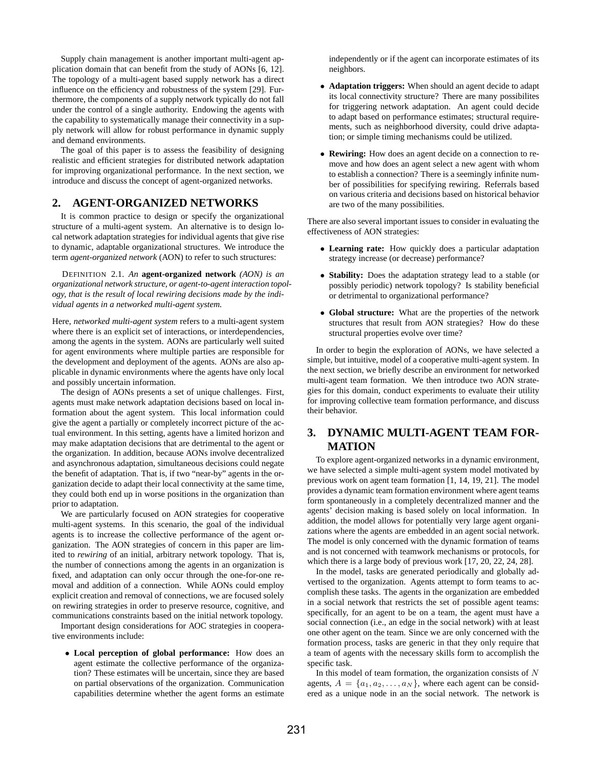Supply chain management is another important multi-agent application domain that can benefit from the study of AONs [6, 12]. The topology of a multi-agent based supply network has a direct influence on the efficiency and robustness of the system [29]. Furthermore, the components of a supply network typically do not fall under the control of a single authority. Endowing the agents with the capability to systematically manage their connectivity in a supply network will allow for robust performance in dynamic supply and demand environments.

The goal of this paper is to assess the feasibility of designing realistic and efficient strategies for distributed network adaptation for improving organizational performance. In the next section, we introduce and discuss the concept of agent-organized networks.

## 2. AGENT-ORGANIZED NETWORKS

It is common practice to design or specify the organizational structure of a multi-agent system. An alternative is to design local network adaptation strategies for individual agents that give rise to dynamic, adaptable organizational structures. We introduce the term *agent-organized network* (AON) to refer to such structures:

DEFINITION 2.1. *An* **agent-organized network** *(AON) is an organizational network structure, or agent-to-agent interaction topology, that is the result of local rewiring decisions made by the individual agents in a networked multi-agent system.*

Here, *networked multi-agent system* refers to a multi-agent system where there is an explicit set of interactions, or interdependencies, among the agents in the system. AONs are particularly well suited for agent environments where multiple parties are responsible for the development and deployment of the agents. AONs are also applicable in dynamic environments where the agents have only local and possibly uncertain information.

The design of AONs presents a set of unique challenges. First, agents must make network adaptation decisions based on local information about the agent system. This local information could give the agent a partially or completely incorrect picture of the actual environment. In this setting, agents have a limited horizon and may make adaptation decisions that are detrimental to the agent or the organization. In addition, because AONs involve decentralized and asynchronous adaptation, simultaneous decisions could negate the benefit of adaptation. That is, if two "near-by" agents in the organization decide to adapt their local connectivity at the same time, they could both end up in worse positions in the organization than prior to adaptation.

We are particularly focused on AON strategies for cooperative multi-agent systems. In this scenario, the goal of the individual agents is to increase the collective performance of the agent organization. The AON strategies of concern in this paper are limited to *rewiring* of an initial, arbitrary network topology. That is, the number of connections among the agents in an organization is fixed, and adaptation can only occur through the one-for-one removal and addition of a connection. While AONs could employ explicit creation and removal of connections, we are focused solely on rewiring strategies in order to preserve resource, cognitive, and communications constraints based on the initial network topology.

Important design considerations for AOC strategies in cooperative environments include:

- **Local perception of global performance:** How does an agent estimate the collective performance of the organization? These estimates will be uncertain, since they are based on partial observations of the organization. Communication capabilities determine whether the agent forms an estimate independently or if the agent can incorporate estimates of its neighbors.
- **Adaptation triggers:** When should an agent decide to adapt its local connectivity structure? There are many possibilites for triggering network adaptation. An agent could decide to adapt based on performance estimates; structural requirements, such as neighborhood diversity, could drive adaptation; or simple timing mechanisms could be utilized.
- **Rewiring:** How does an agent decide on a connection to remove and how does an agent select a new agent with whom to establish a connection? There is a seemingly infinite number of possibilities for specifying rewiring. Referrals based on various criteria and decisions based on historical behavior are two of the many possibilities.

There are also several important issues to consider in evaluating the effectiveness of AON strategies:

- **Learning rate:** How quickly does a particular adaptation strategy increase (or decrease) performance?
- **Stability:** Does the adaptation strategy lead to a stable (or possibly periodic) network topology? Is stability beneficial or detrimental to organizational performance?
- **Global structure:** What are the properties of the network structures that result from AON strategies? How do these structural properties evolve over time?

In order to begin the exploration of AONs, we have selected a simple, but intuitive, model of a cooperative multi-agent system. In the next section, we briefly describe an environment for networked multi-agent team formation. We then introduce two AON strategies for this domain, conduct experiments to evaluate their utility for improving collective team formation performance, and discuss their behavior.

## 3. DYNAMIC MULTI-AGENT TEAM FORMATION

To explore agent-organized networks in a dynamic environment, we have selected a simple multi-agent system model motivated by previous work on agent team formation [1, 14, 19, 21]. The model provides a dynamic team formation environment where agent teams form spontaneously in a completely decentralized manner and the agents' decision making is based solely on local information. In addition, the model allows for potentially very large agent organizations where the agents are embedded in an agent social network. The model is only concerned with the dynamic formation of teams and is not concerned with teamwork mechanisms or protocols, for which there is a large body of previous work [17, 20, 22, 24, 28].

In the model, tasks are generated periodically and globally advertised to the organization. Agents attempt to form teams to accomplish these tasks. The agents in the organization are embedded in a social network that restricts the set of possible agent teams: specifically, for an agent to be on a team, the agent must have a social connection (i.e., an edge in the social network) with at least one other agent on the team. Since we are only concerned with the formation process, tasks are generic in that they only require that a team of agents with the necessary skills form to accomplish the specific task.

In this model of team formation, the organization consists of $N$ agents, $A = \{a_1, a_2, \ldots, a_N\}$, where each agent can be considered as a unique node in an the social network. The network is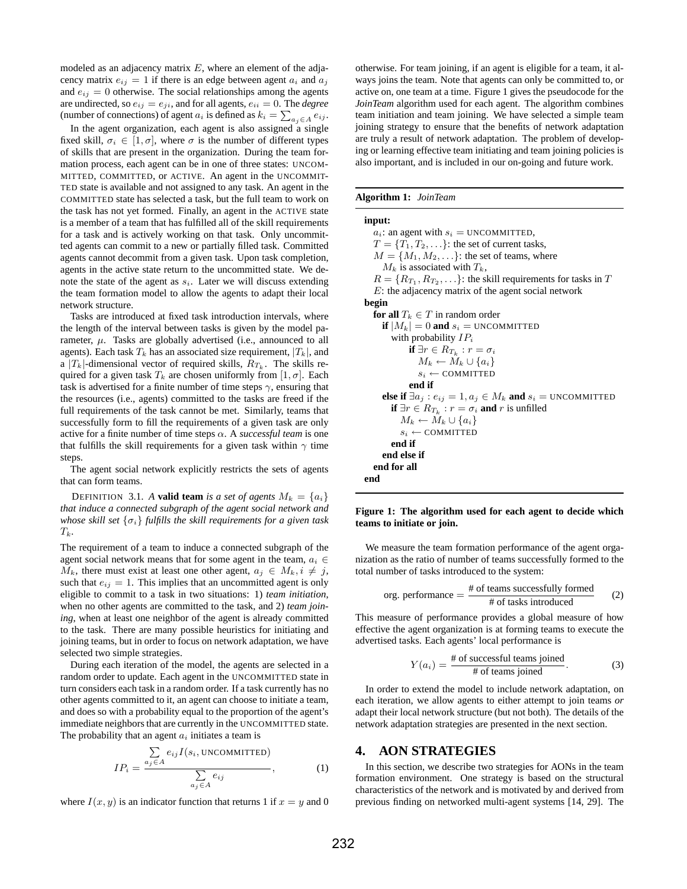modeled as an adjacency matrix $E$, where an element of the adjacency matrix $e_{ij} = 1$ if there is an edge between agent $a_i$ and $a_j$ and $e_{ij} = 0$ otherwise. The social relationships among the agents are undirected, so $e_{ij} = e_{ji}$, and for all agents, $e_{ii} = 0$. The *degree* (number of connections) of agent $a_i$ is defined as $k_i = \sum_{a_j \in A} e_{ij}$.

In the agent organization, each agent is also assigned a single fixed skill, $\sigma_i \in [1, \sigma]$, where $\sigma$ is the number of different types of skills that are present in the organization. During the team formation process, each agent can be in one of three states: UNCOMMITTED, COMMITTED, or ACTIVE. An agent in the UNCOMMITTED state is available and not assigned to any task. An agent in the COMMITTED state has selected a task, but the full team to work on the task has not yet formed. Finally, an agent in the ACTIVE state is a member of a team that has fulfilled all of the skill requirements for a task and is actively working on that task. Only uncommitted agents can commit to a new or partially filled task. Committed agents cannot decommit from a given task. Upon task completion, agents in the active state return to the uncommitted state. We denote the state of the agent as $s_i$. Later we will discuss extending the team formation model to allow the agents to adapt their local network structure.

Tasks are introduced at fixed task introduction intervals, where the length of the interval between tasks is given by the model parameter, $\mu$. Tasks are globally advertised (i.e., announced to all agents). Each task $T_k$ has an associated size requirement, $|T_k|$, and a $|T_k|$-dimensional vector of required skills, $R_{T_k}$. The skills required for a given task $T_k$ are chosen uniformly from $[1, \sigma]$. Each task is advertised for a finite number of time steps $\gamma$, ensuring that the resources (i.e., agents) committed to the tasks are freed if the full requirements of the task cannot be met. Similarly, teams that successfully form to fill the requirements of a given task are only active for a finite number of time steps $\alpha$. A *successful team* is one that fulfills the skill requirements for a given task within $\gamma$ time steps.

The agent social network explicitly restricts the sets of agents that can form teams.

DEFINITION 3.1. *A* **valid team** *is a set of agents $M_k = \{a_i\}$ that induce a connected subgraph of the agent social network and whose skill set $\{\sigma_i\}$ fulfills the skill requirements for a given task $T_k$.*

The requirement of a team to induce a connected subgraph of the agent social network means that for some agent in the team, $a_i \in M_k$, there must exist at least one other agent, $a_j \in M_k, i \neq j$, such that $e_{ij} = 1$. This implies that an uncommitted agent is only eligible to commit to a task in two situations: 1) *team initiation*, when no other agents are committed to the task, and 2) *team joining*, when at least one neighbor of the agent is already committed to the task. There are many possible heuristics for initiating and joining teams, but in order to focus on network adaptation, we have selected two simple strategies.

During each iteration of the model, the agents are selected in a random order to update. Each agent in the UNCOMMITTED state in turn considers each task in a random order. If a task currently has no other agents committed to it, an agent can choose to initiate a team, and does so with a probability equal to the proportion of the agent's immediate neighbors that are currently in the UNCOMMITTED state. The probability that an agent $a_i$ initiates a team is

$$IP_i = \frac{\sum_{a_j \in A} e_{ij} I(s_i, \text{UNCOMMITTED})}{\sum_{a_j \in A} e_{ij}}, \quad (1)$$

where $I(x, y)$ is an indicator function that returns 1 if $x = y$ and 0 otherwise. For team joining, if an agent is eligible for a team, it always joins the team. Note that agents can only be committed to, or active on, one team at a time. Figure 1 gives the pseudocode for the *JoinTeam* algorithm used for each agent. The algorithm combines team initiation and team joining. We have selected a simple team joining strategy to ensure that the benefits of network adaptation are truly a result of network adaptation. The problem of developing or learning effective team initiating and team joining policies is also important, and is included in our on-going and future work.

**Algorithm 1:** *JoinTeam*

```
input:
  a_i: an agent with s_i = UNCOMMITTED,
  T = {T_1, T_2, ...}: the set of current tasks,
  M = {M_1, M_2, ...}: the set of teams, where
    M_k is associated with T_k,
  R = {R_{T_1}, R_{T_2}, ...}: the skill requirements for tasks in T
  E: the adjacency matrix of the agent social network
begin
  for all T_k ∈ T in random order
    if |M_k| = 0 and s_i = UNCOMMITTED
      with probability IP_i
        if ∃r ∈ R_{T_k} : r = σ_i
          M_k ← M_k ∪ {a_i}
          s_i ← COMMITTED
        end if
    else if ∃a_j : e_ij = 1, a_j ∈ M_k and s_i = UNCOMMITTED
      if ∃r ∈ R_{T_k} : r = σ_i and r is unfilled
        M_k ← M_k ∪ {a_i}
        s_i ← COMMITTED
      end if
    end else if
  end for all
end
```

**Figure 1: The algorithm used for each agent to decide which teams to initiate or join.**

We measure the team formation performance of the agent organization as the ratio of number of teams successfully formed to the total number of tasks introduced to the system:

$$\text{org. performance} = \frac{\text{\# of teams successfully formed}}{\text{\# of tasks introduced}} \quad (2)$$

This measure of performance provides a global measure of how effective the agent organization is at forming teams to execute the advertised tasks. Each agents' local performance is

$$Y(a_i) = \frac{\text{\# of successful teams joined}}{\text{\# of teams joined}}. \quad (3)$$

In order to extend the model to include network adaptation, on each iteration, we allow agents to either attempt to join teams *or* adapt their local network structure (but not both). The details of the network adaptation strategies are presented in the next section.

# 4. AON STRATEGIES

In this section, we describe two strategies for AONs in the team formation environment. One strategy is based on the structural characteristics of the network and is motivated by and derived from previous finding on networked multi-agent systems [14, 29]. The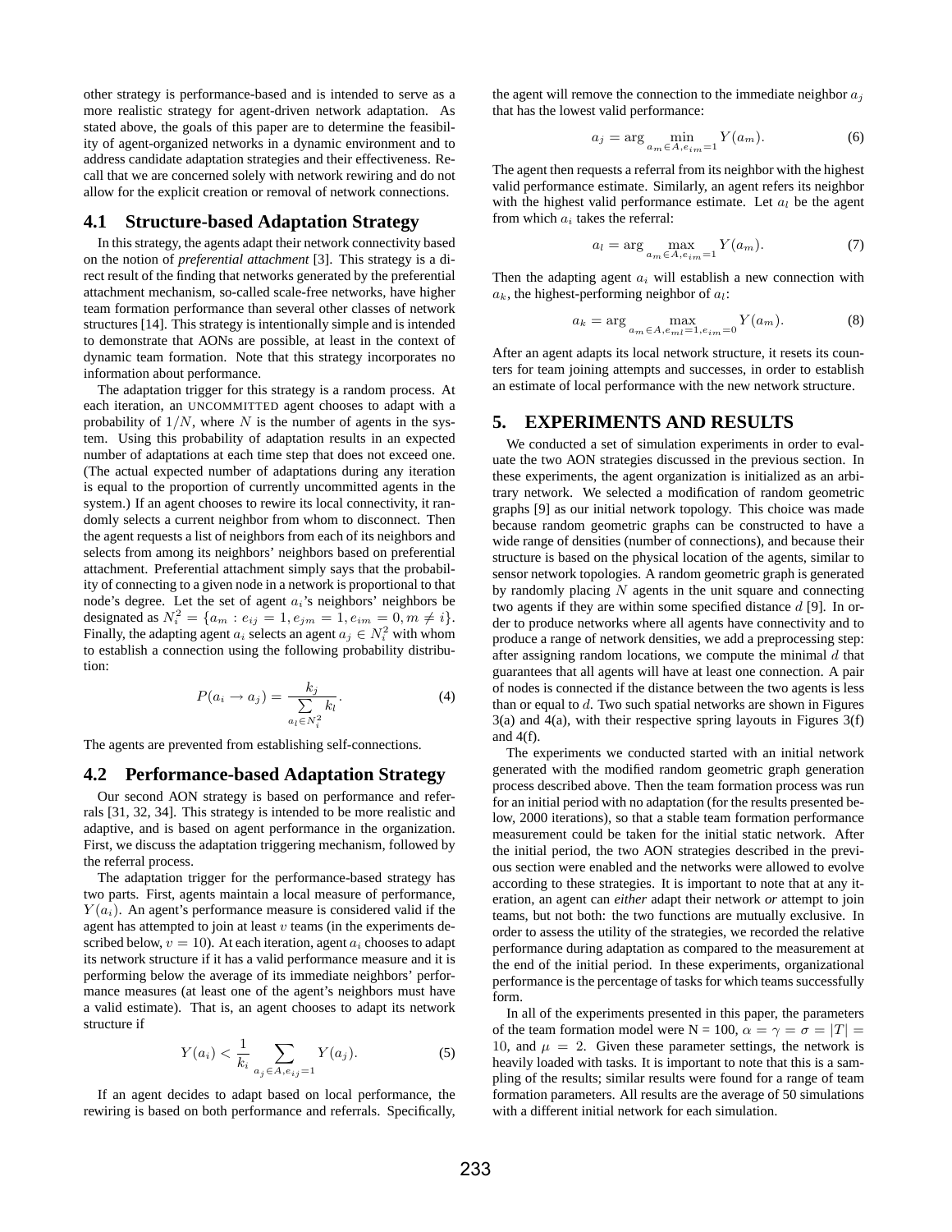other strategy is performance-based and is intended to serve as a more realistic strategy for agent-driven network adaptation. As stated above, the goals of this paper are to determine the feasibility of agent-organized networks in a dynamic environment and to address candidate adaptation strategies and their effectiveness. Recall that we are concerned solely with network rewiring and do not allow for the explicit creation or removal of network connections.

## 4.1 Structure-based Adaptation Strategy

In this strategy, the agents adapt their network connectivity based on the notion of *preferential attachment* [3]. This strategy is a direct result of the finding that networks generated by the preferential attachment mechanism, so-called scale-free networks, have higher team formation performance than several other classes of network structures [14]. This strategy is intentionally simple and is intended to demonstrate that AONs are possible, at least in the context of dynamic team formation. Note that this strategy incorporates no information about performance.

The adaptation trigger for this strategy is a random process. At each iteration, an UNCOMMITTED agent chooses to adapt with a probability of $1/N$, where $N$ is the number of agents in the system. Using this probability of adaptation results in an expected number of adaptations at each time step that does not exceed one. (The actual expected number of adaptations during any iteration is equal to the proportion of currently uncommitted agents in the system.) If an agent chooses to rewire its local connectivity, it randomly selects a current neighbor from whom to disconnect. Then the agent requests a list of neighbors from each of its neighbors and selects from among its neighbors' neighbors based on preferential attachment. Preferential attachment simply says that the probability of connecting to a given node in a network is proportional to that node's degree. Let the set of agent $a_i$'s neighbors' neighbors be designated as $N_i^2 = \{a_m : e_{ij} = 1, e_{jm} = 1, e_{im} = 0, m \neq i\}$. Finally, the adapting agent $a_i$ selects an agent $a_j \in N_i^2$ with whom to establish a connection using the following probability distribution:

$$P(a_i \to a_j) = \frac{k_j}{\sum\limits_{a_l \in N_i^2} k_l}. \tag{4}$$

The agents are prevented from establishing self-connections.

## 4.2 Performance-based Adaptation Strategy

Our second AON strategy is based on performance and referrals [31, 32, 34]. This strategy is intended to be more realistic and adaptive, and is based on agent performance in the organization. First, we discuss the adaptation triggering mechanism, followed by the referral process.

The adaptation trigger for the performance-based strategy has two parts. First, agents maintain a local measure of performance, $Y(a_i)$. An agent's performance measure is considered valid if the agent has attempted to join at least $v$ teams (in the experiments described below, $v = 10$). At each iteration, agent $a_i$ chooses to adapt its network structure if it has a valid performance measure and it is performing below the average of its immediate neighbors' performance measures (at least one of the agent's neighbors must have a valid estimate). That is, an agent chooses to adapt its network structure if

$$Y(a_i) < \frac{1}{k_i} \sum_{a_j \in A, e_{ij}=1} Y(a_j). \tag{5}$$

If an agent decides to adapt based on local performance, the rewiring is based on both performance and referrals. Specifically, the agent will remove the connection to the immediate neighbor $a_j$ that has the lowest valid performance:

$$a_j = \arg \min_{a_m \in A, e_{im}=1} Y(a_m). \tag{6}$$

The agent then requests a referral from its neighbor with the highest valid performance estimate. Similarly, an agent refers its neighbor with the highest valid performance estimate. Let $a_l$ be the agent from which $a_i$ takes the referral:

$$a_l = \arg \max_{a_m \in A, e_{im}=1} Y(a_m). \tag{7}$$

Then the adapting agent $a_i$ will establish a new connection with $a_k$, the highest-performing neighbor of $a_l$:

$$a_k = \arg \max_{a_m \in A, e_{ml}=1, e_{im}=0} Y(a_m). \tag{8}$$

After an agent adapts its local network structure, it resets its counters for team joining attempts and successes, in order to establish an estimate of local performance with the new network structure.

# 5. EXPERIMENTS AND RESULTS

We conducted a set of simulation experiments in order to evaluate the two AON strategies discussed in the previous section. In these experiments, the agent organization is initialized as an arbitrary network. We selected a modification of random geometric graphs [9] as our initial network topology. This choice was made because random geometric graphs can be constructed to have a wide range of densities (number of connections), and because their structure is based on the physical location of the agents, similar to sensor network topologies. A random geometric graph is generated by randomly placing $N$ agents in the unit square and connecting two agents if they are within some specified distance $d$ [9]. In order to produce networks where all agents have connectivity and to produce a range of network densities, we add a preprocessing step: after assigning random locations, we compute the minimal $d$ that guarantees that all agents will have at least one connection. A pair of nodes is connected if the distance between the two agents is less than or equal to $d$. Two such spatial networks are shown in Figures 3(a) and 4(a), with their respective spring layouts in Figures 3(f) and 4(f).

The experiments we conducted started with an initial network generated with the modified random geometric graph generation process described above. Then the team formation process was run for an initial period with no adaptation (for the results presented below, 2000 iterations), so that a stable team formation performance measurement could be taken for the initial static network. After the initial period, the two AON strategies described in the previous section were enabled and the networks were allowed to evolve according to these strategies. It is important to note that at any iteration, an agent can *either* adapt their network *or* attempt to join teams, but not both: the two functions are mutually exclusive. In order to assess the utility of the strategies, we recorded the relative performance during adaptation as compared to the measurement at the end of the initial period. In these experiments, organizational performance is the percentage of tasks for which teams successfully form.

In all of the experiments presented in this paper, the parameters of the team formation model were N = 100, $\alpha = \gamma = \sigma = |T| = 10$, and $\mu = 2$. Given these parameter settings, the network is heavily loaded with tasks. It is important to note that this is a sampling of the results; similar results were found for a range of team formation parameters. All results are the average of 50 simulations with a different initial network for each simulation.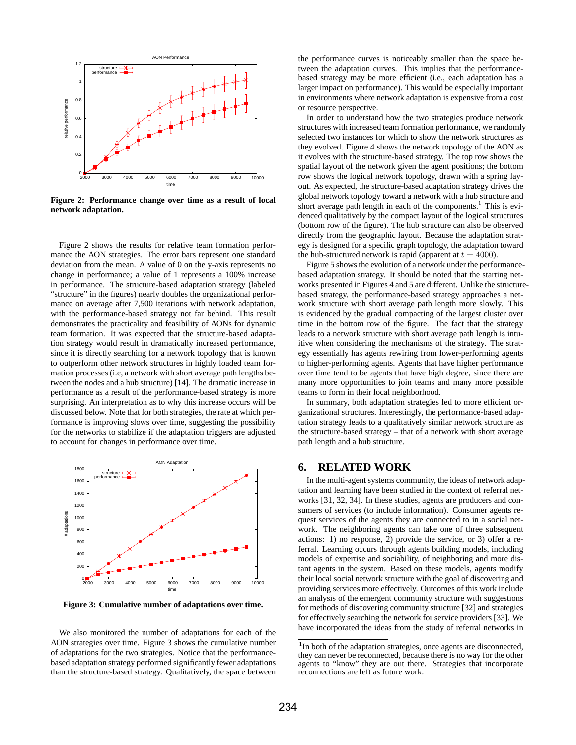AON Performance

structure
performance

relative performance

0
0.2
0.4
0.6
0.8
1
1.2

2000 3000 4000 5000 6000 7000 8000 9000 10000

time

**Figure 2: Performance change over time as a result of local network adaptation.**

Figure 2 shows the results for relative team formation performance the AON strategies. The error bars represent one standard deviation from the mean. A value of 0 on the y-axis represents no change in performance; a value of 1 represents a 100% increase in performance. The structure-based adaptation strategy (labeled "structure" in the figures) nearly doubles the organizational performance on average after 7,500 iterations with network adaptation, with the performance-based strategy not far behind. This result demonstrates the practicality and feasibility of AONs for dynamic team formation. It was expected that the structure-based adaptation strategy would result in dramatically increased performance, since it is directly searching for a network topology that is known to outperform other network structures in highly loaded team formation processes (i.e, a network with short average path lengths between the nodes and a hub structure) [14]. The dramatic increase in performance as a result of the performance-based strategy is more surprising. An interpretation as to why this increase occurs will be discussed below. Note that for both strategies, the rate at which performance is improving slows over time, suggesting the possibility for the networks to stabilize if the adaptation triggers are adjusted to account for changes in performance over time.

AON Adaptation

structure
performance

# adaptations

0
200
400
600
800
1000
1200
1400
1600
1800

2000 3000 4000 5000 6000 7000 8000 9000 10000

time

**Figure 3: Cumulative number of adaptations over time.**

We also monitored the number of adaptations for each of the AON strategies over time. Figure 3 shows the cumulative number of adaptations for the two strategies. Notice that the performance-based adaptation strategy performed significantly fewer adaptations than the structure-based strategy. Qualitatively, the space between the performance curves is noticeably smaller than the space between the adaptation curves. This implies that the performance-based strategy may be more efficient (i.e., each adaptation has a larger impact on performance). This would be especially important in environments where network adaptation is expensive from a cost or resource perspective.

In order to understand how the two strategies produce network structures with increased team formation performance, we randomly selected two instances for which to show the network structures as they evolved. Figure 4 shows the network topology of the AON as it evolves with the structure-based strategy. The top row shows the spatial layout of the network given the agent positions; the bottom row shows the logical network topology, drawn with a spring layout. As expected, the structure-based adaptation strategy drives the global network topology toward a network with a hub structure and short average path length in each of the components.[1] This is evidenced qualitatively by the compact layout of the logical structures (bottom row of the figure). The hub structure can also be observed directly from the geographic layout. Because the adaptation strategy is designed for a specific graph topology, the adaptation toward the hub-structured network is rapid (apparent at $t = 4000$).

Figure 5 shows the evolution of a network under the performance-based adaptation strategy. It should be noted that the starting networks presented in Figures 4 and 5 are different. Unlike the structure-based strategy, the performance-based strategy approaches a network structure with short average path length more slowly. This is evidenced by the gradual compacting of the largest cluster over time in the bottom row of the figure. The fact that the strategy leads to a network structure with short average path length is intuitive when considering the mechanisms of the strategy. The strategy essentially has agents rewiring from lower-performing agents to higher-performing agents. Agents that have higher performance over time tend to be agents that have high degree, since there are many more opportunities to join teams and many more possible teams to form in their local neighborhood.

In summary, both adaptation strategies led to more efficient organizational structures. Interestingly, the performance-based adaptation strategy leads to a qualitatively similar network structure as the structure-based strategy – that of a network with short average path length and a hub structure.

## 6. RELATED WORK

In the multi-agent systems community, the ideas of network adaptation and learning have been studied in the context of referral networks [31, 32, 34]. In these studies, agents are producers and consumers of services (to include information). Consumer agents request services of the agents they are connected to in a social network. The neighboring agents can take one of three subsequent actions: 1) no response, 2) provide the service, or 3) offer a referral. Learning occurs through agents building models, including models of expertise and sociability, of neighboring and more distant agents in the system. Based on these models, agents modify their local social network structure with the goal of discovering and providing services more effectively. Outcomes of this work include an analysis of the emergent community structure with suggestions for methods of discovering community structure [32] and strategies for effectively searching the network for service providers [33]. We have incorporated the ideas from the study of referral networks in

[1] In both of the adaptation strategies, once agents are disconnected, they can never be reconnected, because there is no way for the other agents to "know" they are out there. Strategies that incorporate reconnections are left as future work.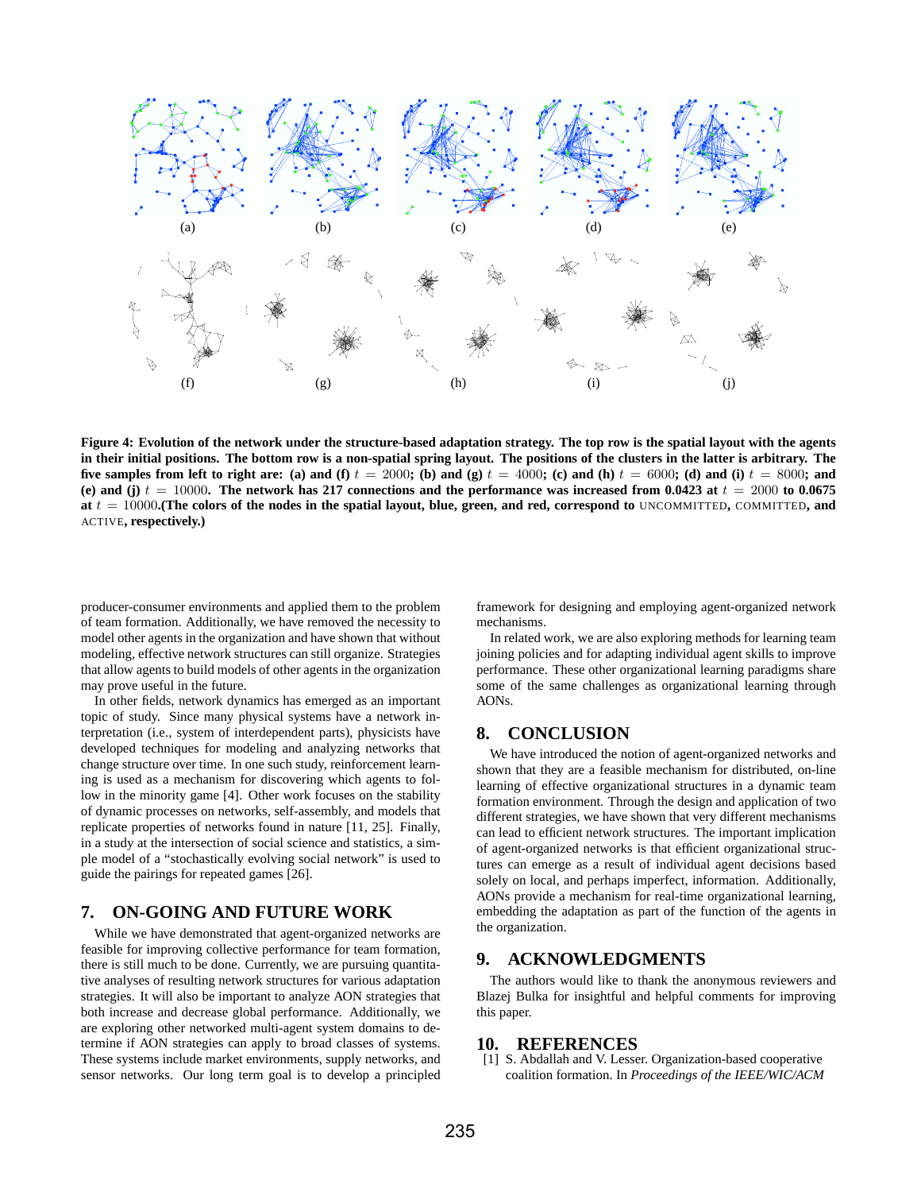(a) (b) (c) (d) (e)

(f) (g) (h) (i) (j)

**Figure 4: Evolution of the network under the structure-based adaptation strategy. The top row is the spatial layout with the agents in their initial positions. The bottom row is a non-spatial spring layout. The positions of the clusters in the latter is arbitrary. The five samples from left to right are: (a) and (f) $t = 2000$; (b) and (g) $t = 4000$; (c) and (h) $t = 6000$; (d) and (i) $t = 8000$; and (e) and (j) $t = 10000$. The network has 217 connections and the performance was increased from 0.0423 at $t = 2000$ to 0.0675 at $t = 10000$.(The colors of the nodes in the spatial layout, blue, green, and red, correspond to UNCOMMITTED, COMMITTED, and ACTIVE, respectively.)**

producer-consumer environments and applied them to the problem of team formation. Additionally, we have removed the necessity to model other agents in the organization and have shown that without modeling, effective network structures can still organize. Strategies that allow agents to build models of other agents in the organization may prove useful in the future.

In other fields, network dynamics has emerged as an important topic of study. Since many physical systems have a network interpretation (i.e., system of interdependent parts), physicists have developed techniques for modeling and analyzing networks that change structure over time. In one such study, reinforcement learning is used as a mechanism for discovering which agents to follow in the minority game [4]. Other work focuses on the stability of dynamic processes on networks, self-assembly, and models that replicate properties of networks found in nature [11, 25]. Finally, in a study at the intersection of social science and statistics, a simple model of a "stochastically evolving social network" is used to guide the pairings for repeated games [26].

## 7. ON-GOING AND FUTURE WORK

While we have demonstrated that agent-organized networks are feasible for improving collective performance for team formation, there is still much to be done. Currently, we are pursuing quantitative analyses of resulting network structures for various adaptation strategies. It will also be important to analyze AON strategies that both increase and decrease global performance. Additionally, we are exploring other networked multi-agent system domains to determine if AON strategies can apply to broad classes of systems. These systems include market environments, supply networks, and sensor networks. Our long term goal is to develop a principled framework for designing and employing agent-organized network mechanisms.

In related work, we are also exploring methods for learning team joining policies and for adapting individual agent skills to improve performance. These other organizational learning paradigms share some of the same challenges as organizational learning through AONs.

## 8. CONCLUSION

We have introduced the notion of agent-organized networks and shown that they are a feasible mechanism for distributed, on-line learning of effective organizational structures in a dynamic team formation environment. Through the design and application of two different strategies, we have shown that very different mechanisms can lead to efficient network structures. The important implication of agent-organized networks is that efficient organizational structures can emerge as a result of individual agent decisions based solely on local, and perhaps imperfect, information. Additionally, AONs provide a mechanism for real-time organizational learning, embedding the adaptation as part of the function of the agents in the organization.

## 9. ACKNOWLEDGMENTS

The authors would like to thank the anonymous reviewers and Blazej Bulka for insightful and helpful comments for improving this paper.

## 10. REFERENCES

[1] S. Abdallah and V. Lesser. Organization-based cooperative coalition formation. In *Proceedings of the IEEE/WIC/ACM*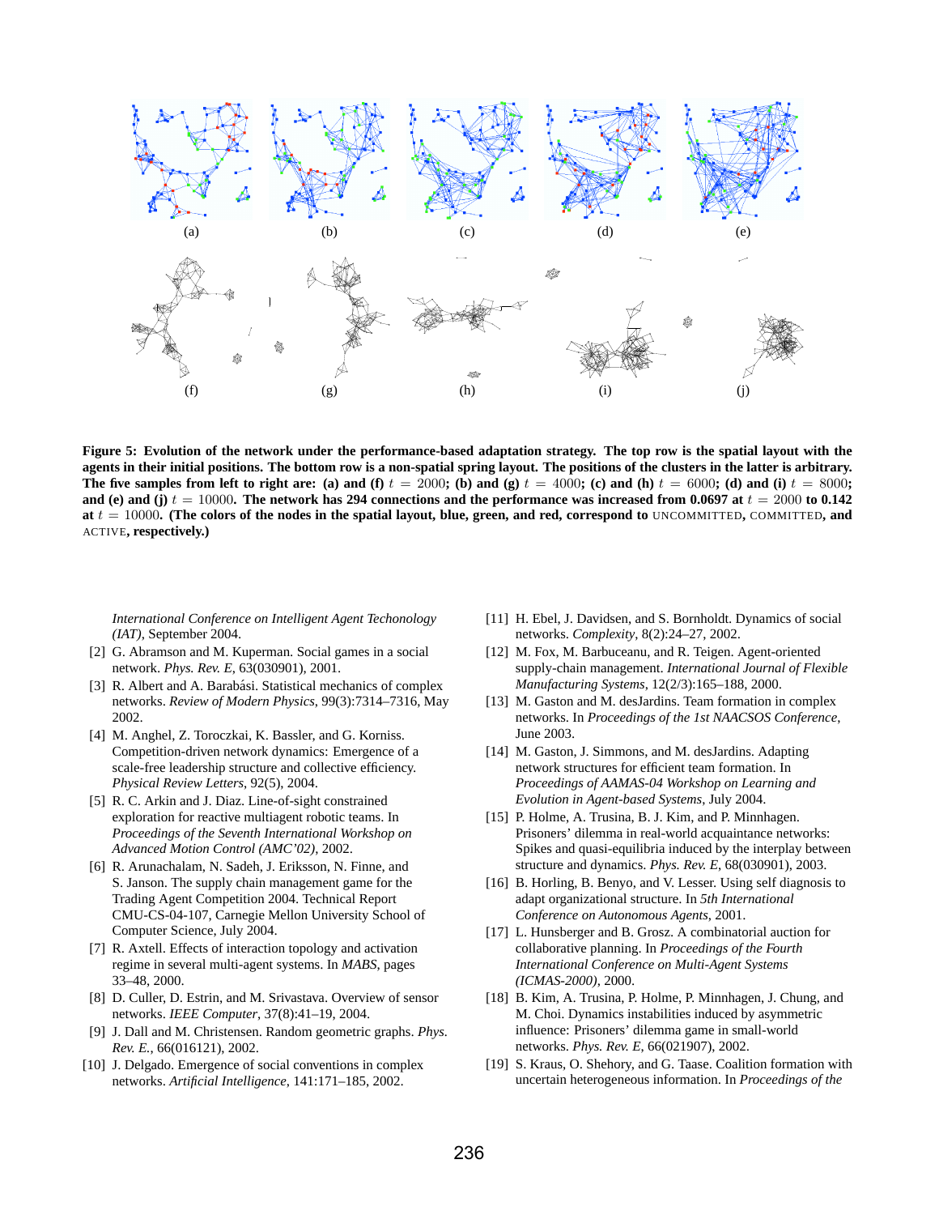(a) (b) (c) (d) (e)

(f) (g) (h) (i) (j)

**Figure 5: Evolution of the network under the performance-based adaptation strategy. The top row is the spatial layout with the agents in their initial positions. The bottom row is a non-spatial spring layout. The positions of the clusters in the latter is arbitrary. The five samples from left to right are: (a) and (f) $t = 2000$; (b) and (g) $t = 4000$; (c) and (h) $t = 6000$; (d) and (i) $t = 8000$; and (e) and (j) $t = 10000$. The network has 294 connections and the performance was increased from 0.0697 at $t = 2000$ to 0.142 at $t = 10000$. (The colors of the nodes in the spatial layout, blue, green, and red, correspond to UNCOMMITTED, COMMITTED, and ACTIVE, respectively.)**

*International Conference on Intelligent Agent Techonology (IAT)*, September 2004.

[2] G. Abramson and M. Kuperman. Social games in a social network. *Phys. Rev. E*, 63(030901), 2001.

[3] R. Albert and A. Barabási. Statistical mechanics of complex networks. *Review of Modern Physics*, 99(3):7314–7316, May 2002.

[4] M. Anghel, Z. Toroczkai, K. Bassler, and G. Korniss. Competition-driven network dynamics: Emergence of a scale-free leadership structure and collective efficiency. *Physical Review Letters*, 92(5), 2004.

[5] R. C. Arkin and J. Diaz. Line-of-sight constrained exploration for reactive multiagent robotic teams. In *Proceedings of the Seventh International Workshop on Advanced Motion Control (AMC'02)*, 2002.

[6] R. Arunachalam, N. Sadeh, J. Eriksson, N. Finne, and S. Janson. The supply chain management game for the Trading Agent Competition 2004. Technical Report CMU-CS-04-107, Carnegie Mellon University School of Computer Science, July 2004.

[7] R. Axtell. Effects of interaction topology and activation regime in several multi-agent systems. In *MABS*, pages 33–48, 2000.

[8] D. Culler, D. Estrin, and M. Srivastava. Overview of sensor networks. *IEEE Computer*, 37(8):41–19, 2004.

[9] J. Dall and M. Christensen. Random geometric graphs. *Phys. Rev. E.*, 66(016121), 2002.

[10] J. Delgado. Emergence of social conventions in complex networks. *Artificial Intelligence*, 141:171–185, 2002.

[11] H. Ebel, J. Davidsen, and S. Bornholdt. Dynamics of social networks. *Complexity*, 8(2):24–27, 2002.

[12] M. Fox, M. Barbuceanu, and R. Teigen. Agent-oriented supply-chain management. *International Journal of Flexible Manufacturing Systems*, 12(2/3):165–188, 2000.

[13] M. Gaston and M. desJardins. Team formation in complex networks. In *Proceedings of the 1st NAACSOS Conference*, June 2003.

[14] M. Gaston, J. Simmons, and M. desJardins. Adapting network structures for efficient team formation. In *Proceedings of AAMAS-04 Workshop on Learning and Evolution in Agent-based Systems*, July 2004.

[15] P. Holme, A. Trusina, B. J. Kim, and P. Minnhagen. Prisoners' dilemma in real-world acquaintance networks: Spikes and quasi-equilibria induced by the interplay between structure and dynamics. *Phys. Rev. E*, 68(030901), 2003.

[16] B. Horling, B. Benyo, and V. Lesser. Using self diagnosis to adapt organizational structure. In *5th International Conference on Autonomous Agents*, 2001.

[17] L. Hunsberger and B. Grosz. A combinatorial auction for collaborative planning. In *Proceedings of the Fourth International Conference on Multi-Agent Systems (ICMAS-2000)*, 2000.

[18] B. Kim, A. Trusina, P. Holme, P. Minnhagen, J. Chung, and M. Choi. Dynamics instabilities induced by asymmetric influence: Prisoners' dilemma game in small-world networks. *Phys. Rev. E*, 66(021907), 2002.

[19] S. Kraus, O. Shehory, and G. Taase. Coalition formation with uncertain heterogeneous information. In *Proceedings of the*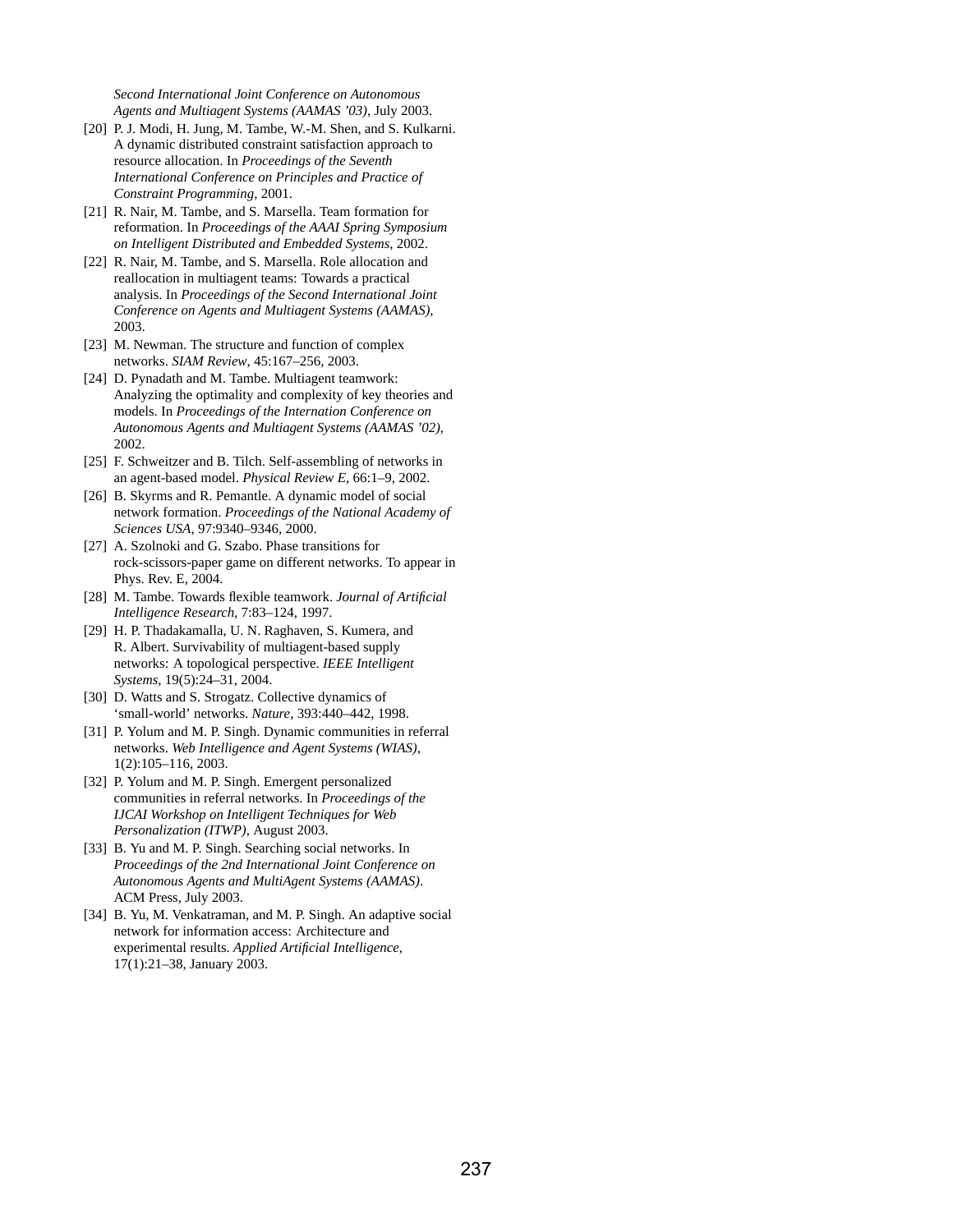*Second International Joint Conference on Autonomous Agents and Multiagent Systems (AAMAS '03)*, July 2003.

[20] P. J. Modi, H. Jung, M. Tambe, W.-M. Shen, and S. Kulkarni. A dynamic distributed constraint satisfaction approach to resource allocation. In *Proceedings of the Seventh International Conference on Principles and Practice of Constraint Programming*, 2001.

[21] R. Nair, M. Tambe, and S. Marsella. Team formation for reformation. In *Proceedings of the AAAI Spring Symposium on Intelligent Distributed and Embedded Systems*, 2002.

[22] R. Nair, M. Tambe, and S. Marsella. Role allocation and reallocation in multiagent teams: Towards a practical analysis. In *Proceedings of the Second International Joint Conference on Agents and Multiagent Systems (AAMAS)*, 2003.

[23] M. Newman. The structure and function of complex networks. *SIAM Review*, 45:167–256, 2003.

[24] D. Pynadath and M. Tambe. Multiagent teamwork: Analyzing the optimality and complexity of key theories and models. In *Proceedings of the Internation Conference on Autonomous Agents and Multiagent Systems (AAMAS '02)*, 2002.

[25] F. Schweitzer and B. Tilch. Self-assembling of networks in an agent-based model. *Physical Review E*, 66:1–9, 2002.

[26] B. Skyrms and R. Pemantle. A dynamic model of social network formation. *Proceedings of the National Academy of Sciences USA*, 97:9340–9346, 2000.

[27] A. Szolnoki and G. Szabo. Phase transitions for rock-scissors-paper game on different networks. To appear in Phys. Rev. E, 2004.

[28] M. Tambe. Towards flexible teamwork. *Journal of Artificial Intelligence Research*, 7:83–124, 1997.

[29] H. P. Thadakamalla, U. N. Raghaven, S. Kumera, and R. Albert. Survivability of multiagent-based supply networks: A topological perspective. *IEEE Intelligent Systems*, 19(5):24–31, 2004.

[30] D. Watts and S. Strogatz. Collective dynamics of 'small-world' networks. *Nature*, 393:440–442, 1998.

[31] P. Yolum and M. P. Singh. Dynamic communities in referral networks. *Web Intelligence and Agent Systems (WIAS)*, 1(2):105–116, 2003.

[32] P. Yolum and M. P. Singh. Emergent personalized communities in referral networks. In *Proceedings of the IJCAI Workshop on Intelligent Techniques for Web Personalization (ITWP)*, August 2003.

[33] B. Yu and M. P. Singh. Searching social networks. In *Proceedings of the 2nd International Joint Conference on Autonomous Agents and MultiAgent Systems (AAMAS)*. ACM Press, July 2003.

[34] B. Yu, M. Venkatraman, and M. P. Singh. An adaptive social network for information access: Architecture and experimental results. *Applied Artificial Intelligence*, 17(1):21–38, January 2003.